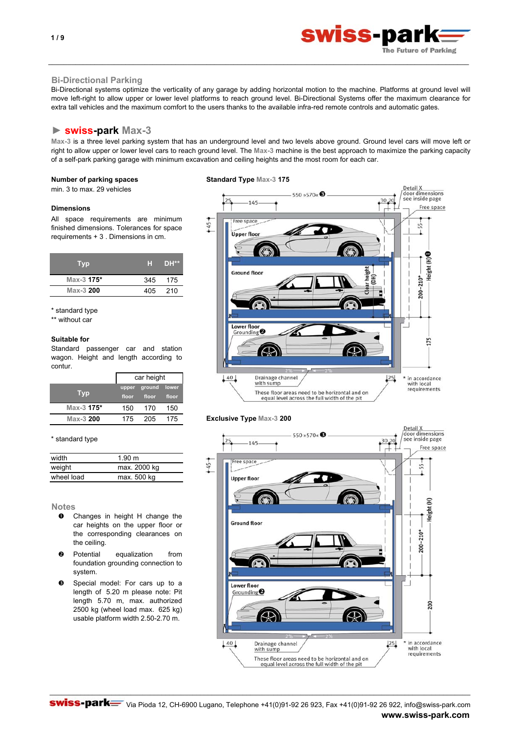## Bi-Directional Parking

Bi-Directional systems optimize the verticality of any garage by adding horizontal motion to the machine. Platforms at ground level will move left-right to allow upper or lower level platforms to reach ground level. Bi-Directional Systems offer the maximum clearance for extra tall vehicles and the maximum comfort to the users thanks to the available infra-red remote controls and automatic gates.

## ► swiss-park Max-3

Max-3 is a three level parking system that has an underground level and two levels above ground. Ground level cars will move left or right to allow upper or lower level cars to reach ground level. The Max-3 machine is the best approach to maximize the parking capacity of a self-park parking garage with minimum excavation and ceiling heights and the most room for each car.

**Number of parking spaces**

min. 3 to max. 29 vehicles

**Dimensions**

All space requirements are minimum finished dimensions. Tolerances for space requirements + 3 . Dimensions in cm.

| Typ | H | DH** |
|---|---|---|
| Max-3 **175*** | 345 | 175 |
| Max-3 **200** | 405 | 210 |

\* standard type
** without car

**Suitable for**

Standard passenger car and station wagon. Height and length according to contur.

| Typ | car height | | |
|---|---|---|---|
| | upper floor | ground floor | lower floor |
| Max-3 **175*** | 150 | 170 | 150 |
| Max-3 **200** | 175 | 205 | 175 |

\* standard type

| | |
|---|---|
| width | 1.90 m |
| weight | max. 2000 kg |
| wheel load | max. 500 kg |

## Notes

- ❶ Changes in height H change the car heights on the upper floor or the corresponding clearances on the ceiling.
- ❷ Potential equalization from foundation grounding connection to system.
- ❸ Special model: For cars up to a length of 5.20 m please note: Pit length 5.70 m, max. authorized 2500 kg (wheel load max. 625 kg) usable platform width 2.50-2.70 m.

**Standard Type Max-3 175**

Detail X door dimensions see inside page; Free space; 550 »570« ❸; 25; 145; 30; 20; 45; 55; Upper floor; Ground floor; Clear height (DH); Height (H) ❶; 200–210*; Lower floor Grounding ❷; 175; 2%; 40; 25; Drainage channel with sump; These floor areas need to be horizontal and on equal level across the full width of the pit; * in accordance with local requirements

**Exclusive Type Max-3 200**

Detail X door dimensions see inside page; Free space; 550 »570« ❸; 25; 145; 30; 20; 45; 55; Upper floor; Ground floor; Height (H); 200–210*; Lower floor Grounding ❷; 200; 2%; 40; 25; Drainage channel with sump; These floor areas need to be horizontal and on equal level across the full width of the pit; * in accordance with local requirements

swiss-park Via Pioda 12, CH-6900 Lugano, Telephone +41(0)91-92 26 923, Fax +41(0)91-92 26 922, info@swiss-park.com
**www.swiss-park.com**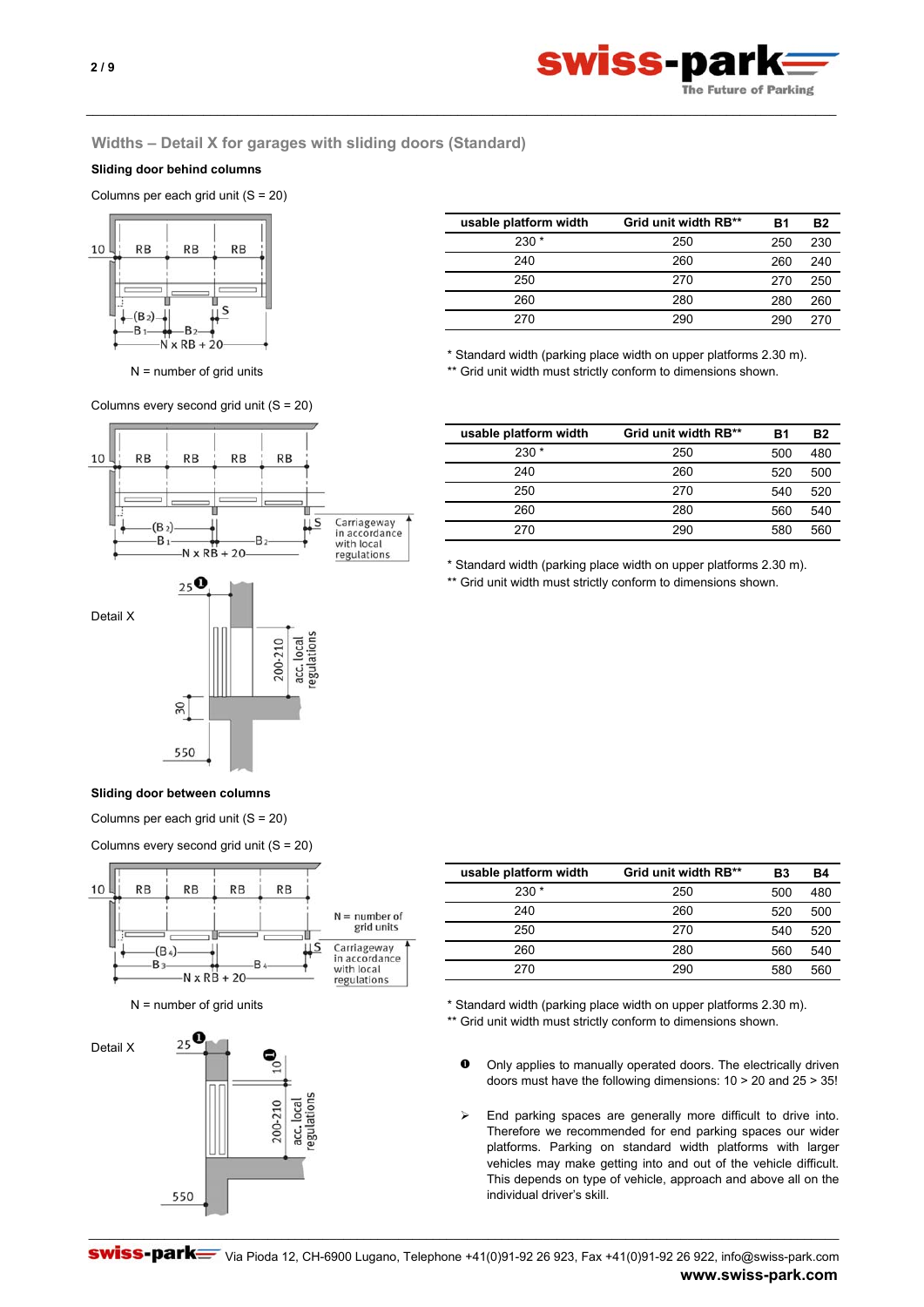## Widths – Detail X for garages with sliding doors (Standard)

**Sliding door behind columns**

Columns per each grid unit (S = 20)

N = number of grid units

| usable platform width | Grid unit width RB** | B1 | B2 |
|---|---|---|---|
| 230 * | 250 | 250 | 230 |
| 240 | 260 | 260 | 240 |
| 250 | 270 | 270 | 250 |
| 260 | 280 | 280 | 260 |
| 270 | 290 | 290 | 270 |

\* Standard width (parking place width on upper platforms 2.30 m).
** Grid unit width must strictly conform to dimensions shown.

Columns every second grid unit (S = 20)

| usable platform width | Grid unit width RB** | B1 | B2 |
|---|---|---|---|
| 230 * | 250 | 500 | 480 |
| 240 | 260 | 520 | 500 |
| 250 | 270 | 540 | 520 |
| 260 | 280 | 560 | 540 |
| 270 | 290 | 580 | 560 |

\* Standard width (parking place width on upper platforms 2.30 m).
** Grid unit width must strictly conform to dimensions shown.

Detail X

**Sliding door between columns**

Columns per each grid unit (S = 20)

Columns every second grid unit (S = 20)

N = number of grid units

| usable platform width | Grid unit width RB** | B3 | B4 |
|---|---|---|---|
| 230 * | 250 | 500 | 480 |
| 240 | 260 | 520 | 500 |
| 250 | 270 | 540 | 520 |
| 260 | 280 | 560 | 540 |
| 270 | 290 | 580 | 560 |

\* Standard width (parking place width on upper platforms 2.30 m).
** Grid unit width must strictly conform to dimensions shown.

Detail X

❶ Only applies to manually operated doors. The electrically driven doors must have the following dimensions: 10 > 20 and 25 > 35!

➢ End parking spaces are generally more difficult to drive into. Therefore we recommended for end parking spaces our wider platforms. Parking on standard width platforms with larger vehicles may make getting into and out of the vehicle difficult. This depends on type of vehicle, approach and above all on the individual driver's skill.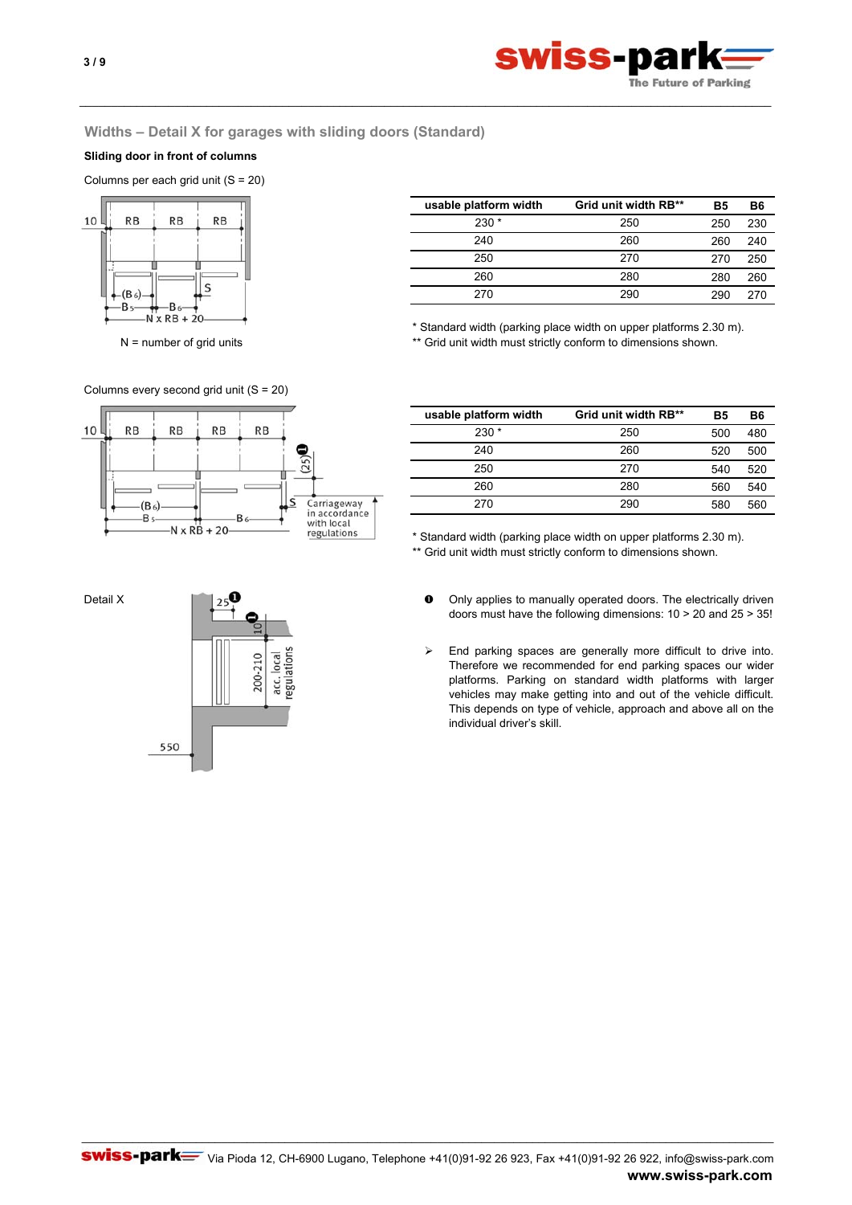## Widths – Detail X for garages with sliding doors (Standard)

**Sliding door in front of columns**

Columns per each grid unit (S = 20)

N = number of grid units

| usable platform width | Grid unit width RB** | B5 | B6 |
|---|---|---|---|
| 230 * | 250 | 250 | 230 |
| 240 | 260 | 260 | 240 |
| 250 | 270 | 270 | 250 |
| 260 | 280 | 280 | 260 |
| 270 | 290 | 290 | 270 |

* Standard width (parking place width on upper platforms 2.30 m).
** Grid unit width must strictly conform to dimensions shown.

Columns every second grid unit (S = 20)

| usable platform width | Grid unit width RB** | B5 | B6 |
|---|---|---|---|
| 230 * | 250 | 500 | 480 |
| 240 | 260 | 520 | 500 |
| 250 | 270 | 540 | 520 |
| 260 | 280 | 560 | 540 |
| 270 | 290 | 580 | 560 |

* Standard width (parking place width on upper platforms 2.30 m).
** Grid unit width must strictly conform to dimensions shown.

Detail X

❶ Only applies to manually operated doors. The electrically driven doors must have the following dimensions: 10 > 20 and 25 > 35!

➢ End parking spaces are generally more difficult to drive into. Therefore we recommended for end parking spaces our wider platforms. Parking on standard width platforms with larger vehicles may make getting into and out of the vehicle difficult. This depends on type of vehicle, approach and above all on the individual driver's skill.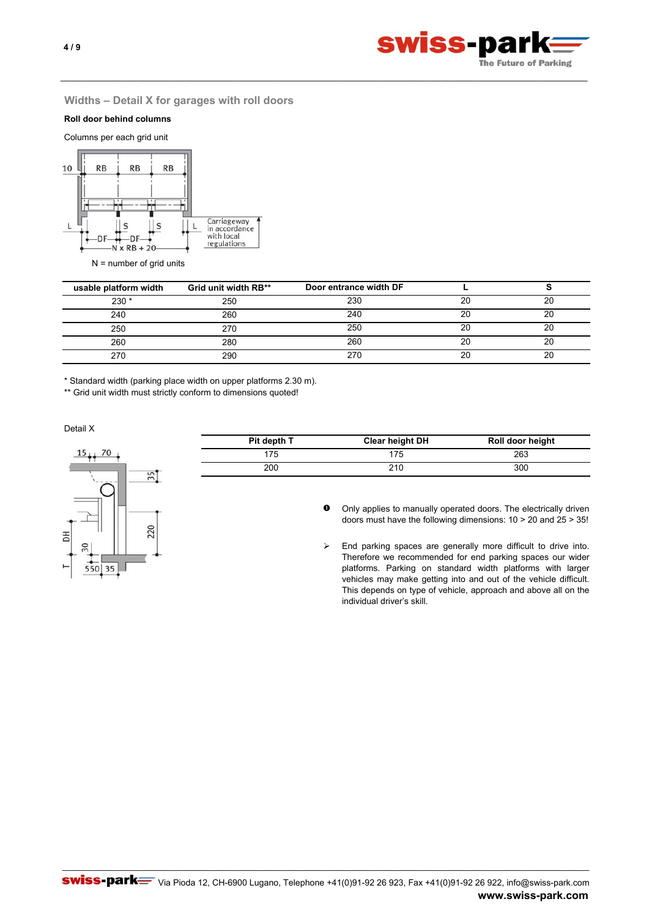## Widths – Detail X for garages with roll doors

**Roll door behind columns**

Columns per each grid unit

N = number of grid units

| usable platform width | Grid unit width RB** | Door entrance width DF | L | S |
|---|---|---|---|---|
| 230 * | 250 | 230 | 20 | 20 |
| 240 | 260 | 240 | 20 | 20 |
| 250 | 270 | 250 | 20 | 20 |
| 260 | 280 | 260 | 20 | 20 |
| 270 | 290 | 270 | 20 | 20 |

* Standard width (parking place width on upper platforms 2.30 m).
** Grid unit width must strictly conform to dimensions quoted!

Detail X

| Pit depth T | Clear height DH | Roll door height |
|---|---|---|
| 175 | 175 | 263 |
| 200 | 210 | 300 |

❶ Only applies to manually operated doors. The electrically driven doors must have the following dimensions: 10 > 20 and 25 > 35!

➢ End parking spaces are generally more difficult to drive into. Therefore we recommended for end parking spaces our wider platforms. Parking on standard width platforms with larger vehicles may make getting into and out of the vehicle difficult. This depends on type of vehicle, approach and above all on the individual driver's skill.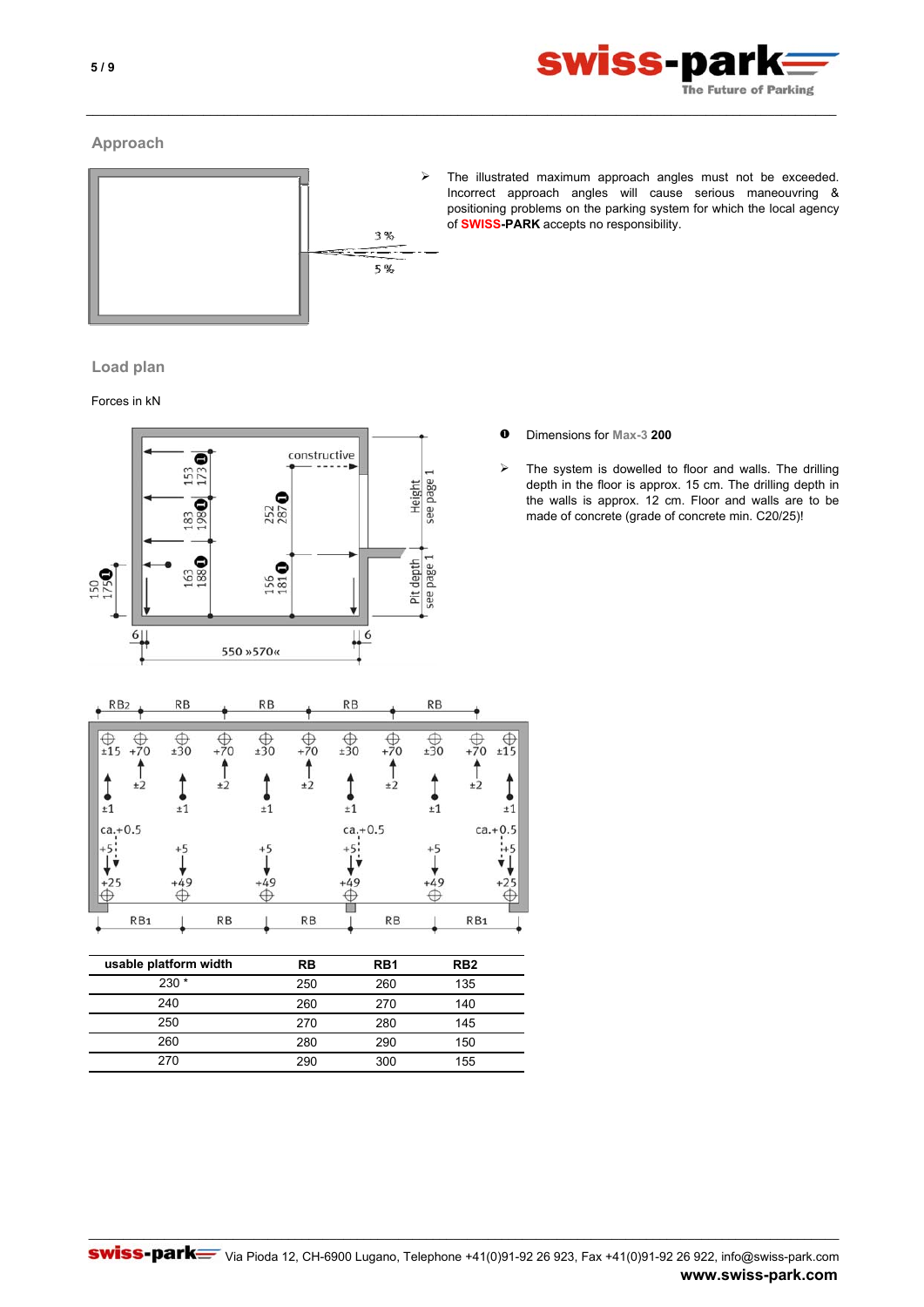## Approach

- The illustrated maximum approach angles must not be exceeded. Incorrect approach angles will cause serious maneouvring & positioning problems on the parking system for which the local agency of **SWISS-PARK** accepts no responsibility.

## Load plan

Forces in kN

❶ Dimensions for Max-3 **200**

- The system is dowelled to floor and walls. The drilling depth in the floor is approx. 15 cm. The drilling depth in the walls is approx. 12 cm. Floor and walls are to be made of concrete (grade of concrete min. C20/25)!

| usable platform width | RB | RB1 | RB2 |
|---|---|---|---|
| 230 * | 250 | 260 | 135 |
| 240 | 260 | 270 | 140 |
| 250 | 270 | 280 | 145 |
| 260 | 280 | 290 | 150 |
| 270 | 290 | 300 | 155 |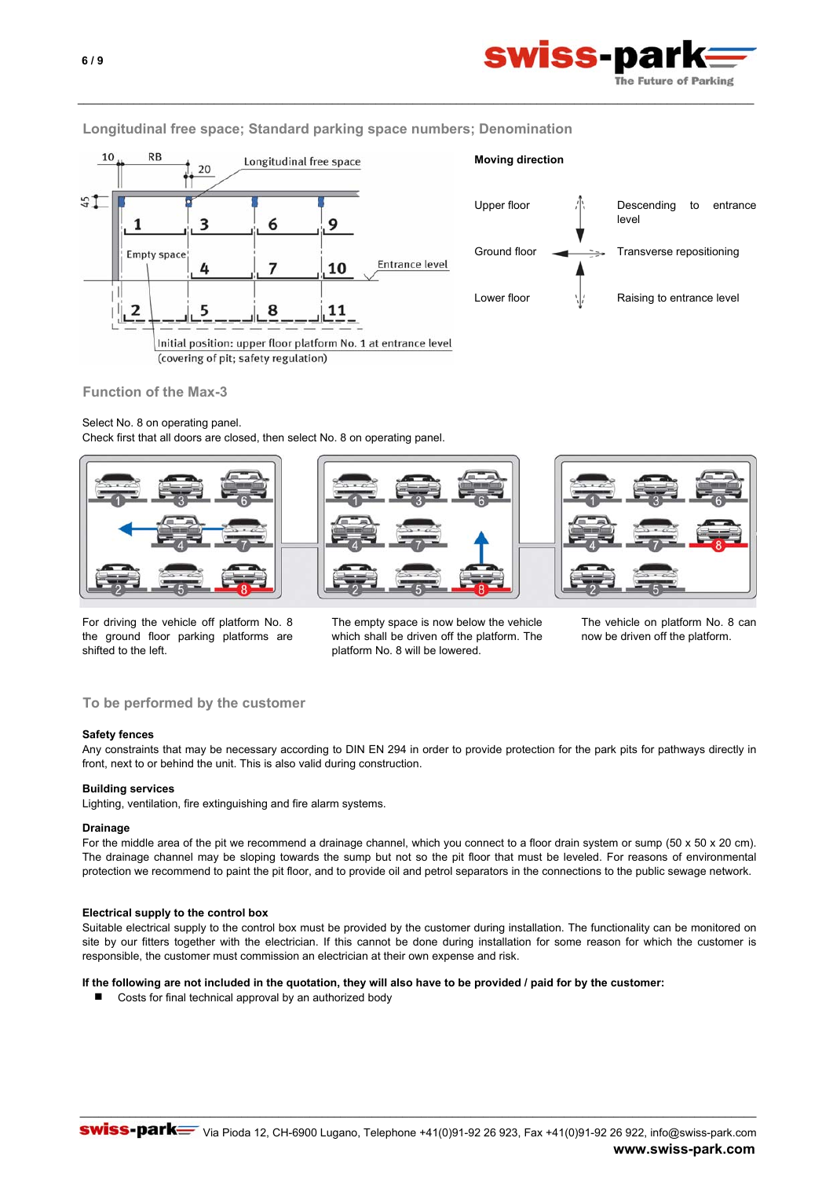## Longitudinal free space; Standard parking space numbers; Denomination

10 RB 20 Longitudinal free space

45

1 3 6 9

Empty space 4 7 10 Entrance level

2 5 8 11

Initial position: upper floor platform No. 1 at entrance level (covering of pit; safety regulation)

**Moving direction**

| | | |
|---|---|---|
| Upper floor | | Descending to entrance level |
| Ground floor | | Transverse repositioning |
| Lower floor | | Raising to entrance level |

## Function of the Max-3

Select No. 8 on operating panel.
Check first that all doors are closed, then select No. 8 on operating panel.

For driving the vehicle off platform No. 8 the ground floor parking platforms are shifted to the left.

The empty space is now below the vehicle which shall be driven off the platform. The platform No. 8 will be lowered.

The vehicle on platform No. 8 can now be driven off the platform.

## To be performed by the customer

**Safety fences**
Any constraints that may be necessary according to DIN EN 294 in order to provide protection for the park pits for pathways directly in front, next to or behind the unit. This is also valid during construction.

**Building services**
Lighting, ventilation, fire extinguishing and fire alarm systems.

**Drainage**
For the middle area of the pit we recommend a drainage channel, which you connect to a floor drain system or sump (50 x 50 x 20 cm). The drainage channel may be sloping towards the sump but not so the pit floor that must be leveled. For reasons of environmental protection we recommend to paint the pit floor, and to provide oil and petrol separators in the connections to the public sewage network.

**Electrical supply to the control box**
Suitable electrical supply to the control box must be provided by the customer during installation. The functionality can be monitored on site by our fitters together with the electrician. If this cannot be done during installation for some reason for which the customer is responsible, the customer must commission an electrician at their own expense and risk.

**If the following are not included in the quotation, they will also have to be provided / paid for by the customer:**

- Costs for final technical approval by an authorized body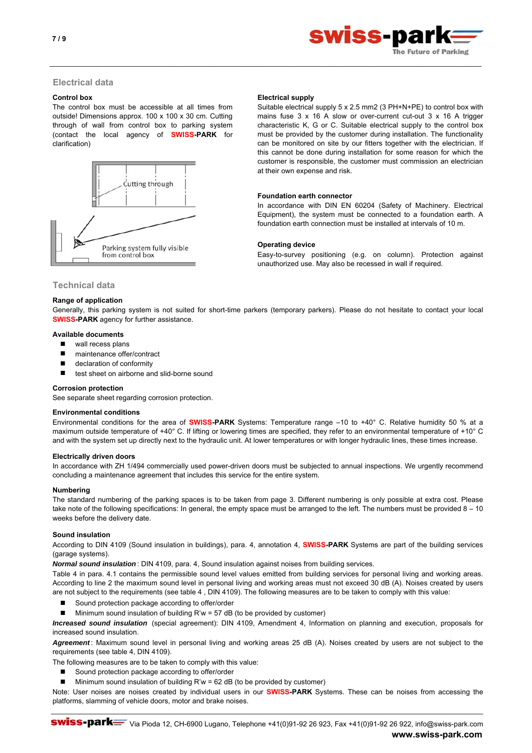## Electrical data

### Control box

The control box must be accessible at all times from outside! Dimensions approx. 100 x 100 x 30 cm. Cutting through of wall from control box to parking system (contact the local agency of **SWISS-PARK** for clarification)

Cutting through

Parking system fully visible from control box

### Electrical supply

Suitable electrical supply 5 x 2.5 mm2 (3 PH+N+PE) to control box with mains fuse 3 x 16 A slow or over-current cut-out 3 x 16 A trigger characteristic K, G or C. Suitable electrical supply to the control box must be provided by the customer during installation. The functionality can be monitored on site by our fitters together with the electrician. If this cannot be done during installation for some reason for which the customer is responsible, the customer must commission an electrician at their own expense and risk.

### Foundation earth connector

In accordance with DIN EN 60204 (Safety of Machinery. Electrical Equipment), the system must be connected to a foundation earth. A foundation earth connection must be installed at intervals of 10 m.

### Operating device

Easy-to-survey positioning (e.g. on column). Protection against unauthorized use. May also be recessed in wall if required.

## Technical data

### Range of application

Generally, this parking system is not suited for short-time parkers (temporary parkers). Please do not hesitate to contact your local **SWISS-PARK** agency for further assistance.

### Available documents

- wall recess plans
- maintenance offer/contract
- declaration of conformity
- test sheet on airborne and slid-borne sound

### Corrosion protection

See separate sheet regarding corrosion protection.

### Environmental conditions

Environmental conditions for the area of **SWISS-PARK** Systems: Temperature range –10 to +40° C. Relative humidity 50 % at a maximum outside temperature of +40° C. If lifting or lowering times are specified, they refer to an environmental temperature of +10° C and with the system set up directly next to the hydraulic unit. At lower temperatures or with longer hydraulic lines, these times increase.

### Electrically driven doors

In accordance with ZH 1/494 commercially used power-driven doors must be subjected to annual inspections. We urgently recommend concluding a maintenance agreement that includes this service for the entire system.

### Numbering

The standard numbering of the parking spaces is to be taken from page 3. Different numbering is only possible at extra cost. Please take note of the following specifications: In general, the empty space must be arranged to the left. The numbers must be provided 8 – 10 weeks before the delivery date.

### Sound insulation

According to DIN 4109 (Sound insulation in buildings), para. 4, annotation 4, **SWISS-PARK** Systems are part of the building services (garage systems).

***Normal sound insulation*** : DIN 4109, para. 4, Sound insulation against noises from building services.

Table 4 in para. 4.1 contains the permissible sound level values emitted from building services for personal living and working areas. According to line 2 the maximum sound level in personal living and working areas must not exceed 30 dB (A). Noises created by users are not subject to the requirements (see table 4 , DIN 4109). The following measures are to be taken to comply with this value:

- Sound protection package according to offer/order
- Minimum sound insulation of building R'w = 57 dB (to be provided by customer)

***Increased sound insulation*** (special agreement): DIN 4109, Amendment 4, Information on planning and execution, proposals for increased sound insulation.

***Agreement*** : Maximum sound level in personal living and working areas 25 dB (A). Noises created by users are not subject to the requirements (see table 4, DIN 4109).

The following measures are to be taken to comply with this value:

- Sound protection package according to offer/order
- Minimum sound insulation of building R'w = 62 dB (to be provided by customer)

Note: User noises are noises created by individual users in our **SWISS-PARK** Systems. These can be noises from accessing the platforms, slamming of vehicle doors, motor and brake noises.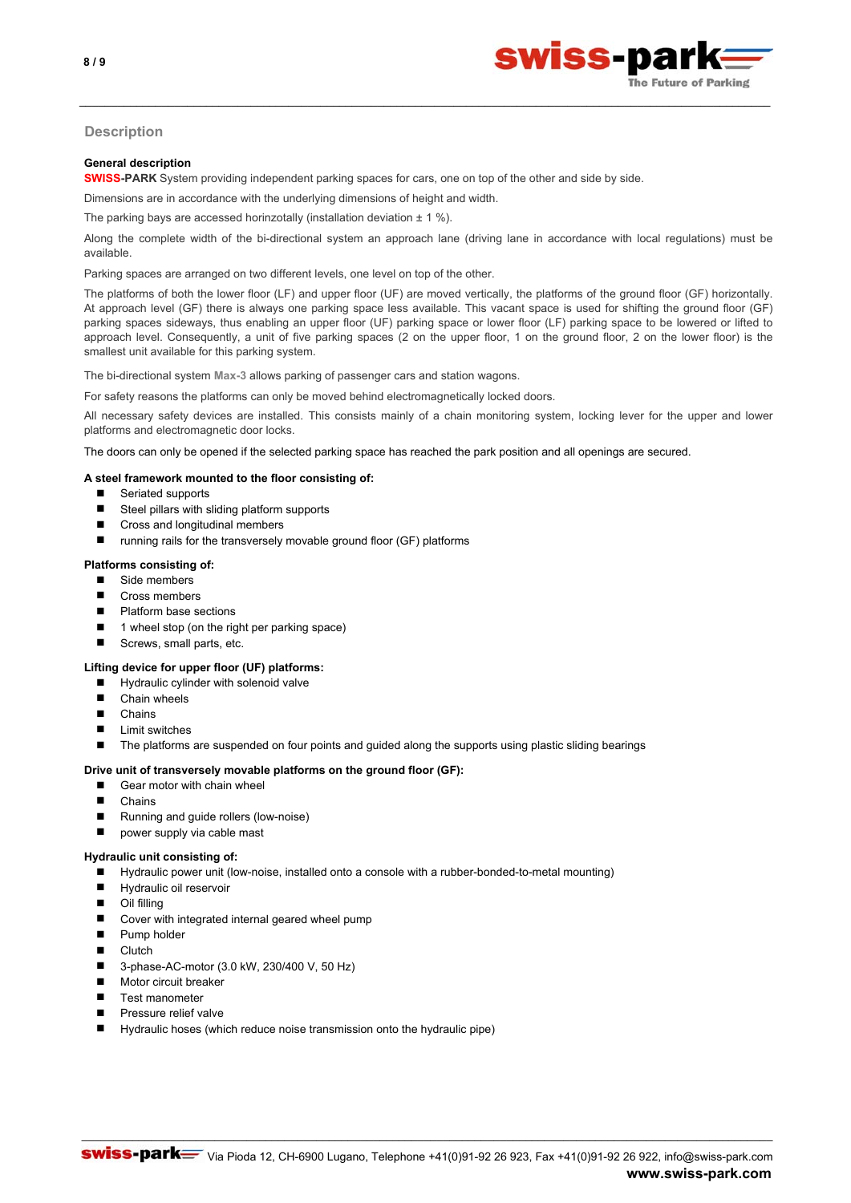## Description

**General description**

**SWISS-PARK** System providing independent parking spaces for cars, one on top of the other and side by side.

Dimensions are in accordance with the underlying dimensions of height and width.

The parking bays are accessed horinzotally (installation deviation ± 1 %).

Along the complete width of the bi-directional system an approach lane (driving lane in accordance with local regulations) must be available.

Parking spaces are arranged on two different levels, one level on top of the other.

The platforms of both the lower floor (LF) and upper floor (UF) are moved vertically, the platforms of the ground floor (GF) horizontally. At approach level (GF) there is always one parking space less available. This vacant space is used for shifting the ground floor (GF) parking spaces sideways, thus enabling an upper floor (UF) parking space or lower floor (LF) parking space to be lowered or lifted to approach level. Consequently, a unit of five parking spaces (2 on the upper floor, 1 on the ground floor, 2 on the lower floor) is the smallest unit available for this parking system.

The bi-directional system **Max-3** allows parking of passenger cars and station wagons.

For safety reasons the platforms can only be moved behind electromagnetically locked doors.

All necessary safety devices are installed. This consists mainly of a chain monitoring system, locking lever for the upper and lower platforms and electromagnetic door locks.

The doors can only be opened if the selected parking space has reached the park position and all openings are secured.

**A steel framework mounted to the floor consisting of:**

- Seriated supports
- Steel pillars with sliding platform supports
- Cross and longitudinal members
- running rails for the transversely movable ground floor (GF) platforms

**Platforms consisting of:**

- Side members
- Cross members
- Platform base sections
- 1 wheel stop (on the right per parking space)
- Screws, small parts, etc.

**Lifting device for upper floor (UF) platforms:**

- Hydraulic cylinder with solenoid valve
- Chain wheels
- Chains
- Limit switches
- The platforms are suspended on four points and guided along the supports using plastic sliding bearings

**Drive unit of transversely movable platforms on the ground floor (GF):**

- Gear motor with chain wheel
- Chains
- Running and guide rollers (low-noise)
- power supply via cable mast

**Hydraulic unit consisting of:**

- Hydraulic power unit (low-noise, installed onto a console with a rubber-bonded-to-metal mounting)
- Hydraulic oil reservoir
- Oil filling
- Cover with integrated internal geared wheel pump
- Pump holder
- Clutch
- 3-phase-AC-motor (3.0 kW, 230/400 V, 50 Hz)
- Motor circuit breaker
- Test manometer
- Pressure relief valve
- Hydraulic hoses (which reduce noise transmission onto the hydraulic pipe)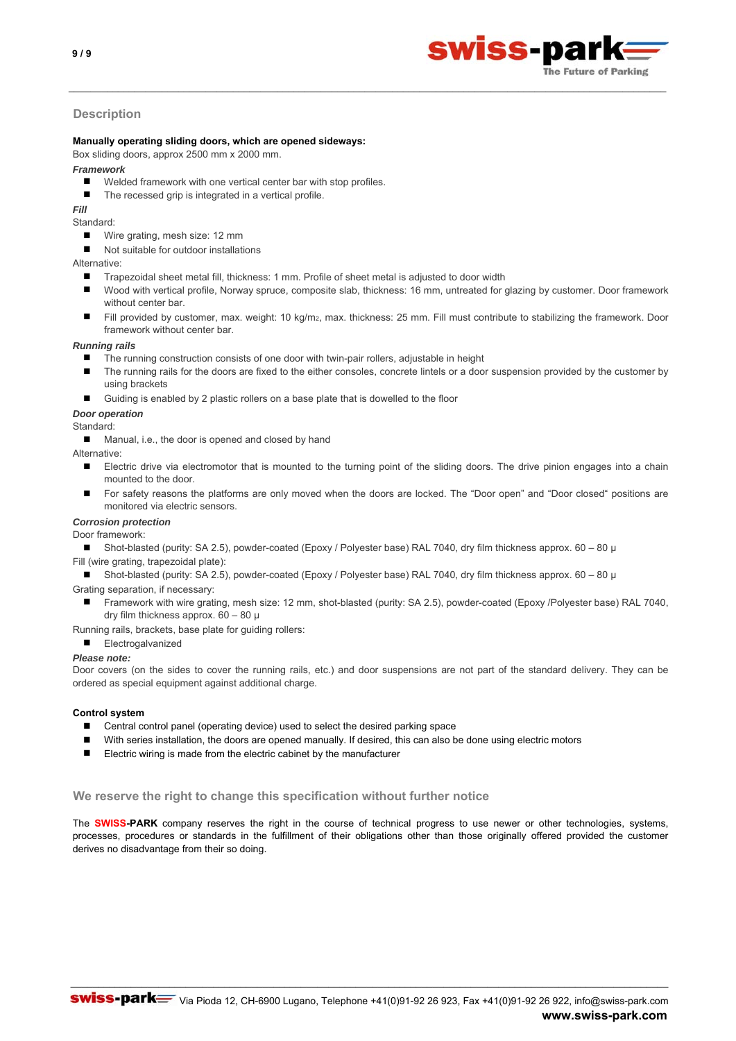## Description

**Manually operating sliding doors, which are opened sideways:**

Box sliding doors, approx 2500 mm x 2000 mm.

***Framework***

- Welded framework with one vertical center bar with stop profiles.
- The recessed grip is integrated in a vertical profile.

***Fill***

Standard:

- Wire grating, mesh size: 12 mm
- Not suitable for outdoor installations

Alternative:

- Trapezoidal sheet metal fill, thickness: 1 mm. Profile of sheet metal is adjusted to door width
- Wood with vertical profile, Norway spruce, composite slab, thickness: 16 mm, untreated for glazing by customer. Door framework without center bar.
- Fill provided by customer, max. weight: 10 kg/$m_2$, max. thickness: 25 mm. Fill must contribute to stabilizing the framework. Door framework without center bar.

***Running rails***

- The running construction consists of one door with twin-pair rollers, adjustable in height
- The running rails for the doors are fixed to the either consoles, concrete lintels or a door suspension provided by the customer by using brackets
- Guiding is enabled by 2 plastic rollers on a base plate that is dowelled to the floor

***Door operation***

Standard:

- Manual, i.e., the door is opened and closed by hand

Alternative:

- Electric drive via electromotor that is mounted to the turning point of the sliding doors. The drive pinion engages into a chain mounted to the door.
- For safety reasons the platforms are only moved when the doors are locked. The “Door open” and “Door closed“ positions are monitored via electric sensors.

***Corrosion protection***

Door framework:

- Shot-blasted (purity: SA 2.5), powder-coated (Epoxy / Polyester base) RAL 7040, dry film thickness approx. 60 – 80 µ

Fill (wire grating, trapezoidal plate):

- Shot-blasted (purity: SA 2.5), powder-coated (Epoxy / Polyester base) RAL 7040, dry film thickness approx. 60 – 80 µ

Grating separation, if necessary:

- Framework with wire grating, mesh size: 12 mm, shot-blasted (purity: SA 2.5), powder-coated (Epoxy /Polyester base) RAL 7040, dry film thickness approx. 60 – 80 µ

Running rails, brackets, base plate for guiding rollers:

- Electrogalvanized

***Please note:***

Door covers (on the sides to cover the running rails, etc.) and door suspensions are not part of the standard delivery. They can be ordered as special equipment against additional charge.

**Control system**

- Central control panel (operating device) used to select the desired parking space
- With series installation, the doors are opened manually. If desired, this can also be done using electric motors
- Electric wiring is made from the electric cabinet by the manufacturer

## We reserve the right to change this specification without further notice

The **SWISS-PARK** company reserves the right in the course of technical progress to use newer or other technologies, systems, processes, procedures or standards in the fulfillment of their obligations other than those originally offered provided the customer derives no disadvantage from their so doing.